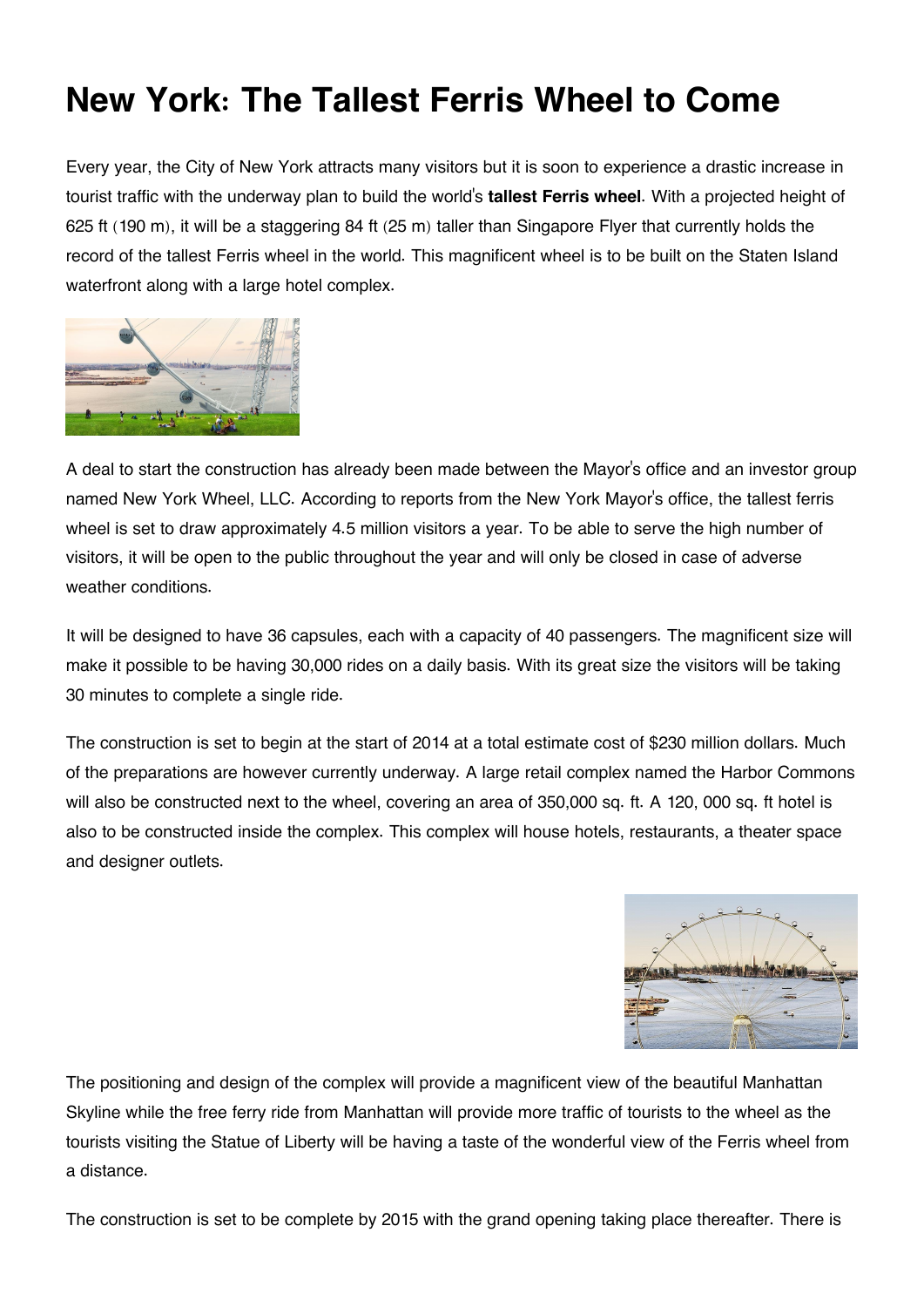# New York: The Tallest Ferris Wheel to Come

Every year, the City of New York attracts many visitors but it is soon to experience a drastic increase in tourist traffic with the underway plan to build the world's **tallest Ferris wheel**. With a projected height of 625 ft (190 m), it will be a staggering 84 ft (25 m) taller than Singapore Flyer that currently holds the record of the tallest Ferris wheel in the world. This magnificent wheel is to be built on the Staten Island waterfront along with a large hotel complex.

A deal to start the construction has already been made between the Mayor's office and an investor group named New York Wheel, LLC. According to reports from the New York Mayor's office, the tallest ferris wheel is set to draw approximately 4.5 million visitors a year. To be able to serve the high number of visitors, it will be open to the public throughout the year and will only be closed in case of adverse weather conditions.

It will be designed to have 36 capsules, each with a capacity of 40 passengers. The magnificent size will make it possible to be having 30,000 rides on a daily basis. With its great size the visitors will be taking 30 minutes to complete a single ride.

The construction is set to begin at the start of 2014 at a total estimate cost of $230 million dollars. Much of the preparations are however currently underway. A large retail complex named the Harbor Commons will also be constructed next to the wheel, covering an area of 350,000 sq. ft. A 120, 000 sq. ft hotel is also to be constructed inside the complex. This complex will house hotels, restaurants, a theater space and designer outlets.

The positioning and design of the complex will provide a magnificent view of the beautiful Manhattan Skyline while the free ferry ride from Manhattan will provide more traffic of tourists to the wheel as the tourists visiting the Statue of Liberty will be having a taste of the wonderful view of the Ferris wheel from a distance.

The construction is set to be complete by 2015 with the grand opening taking place thereafter. There is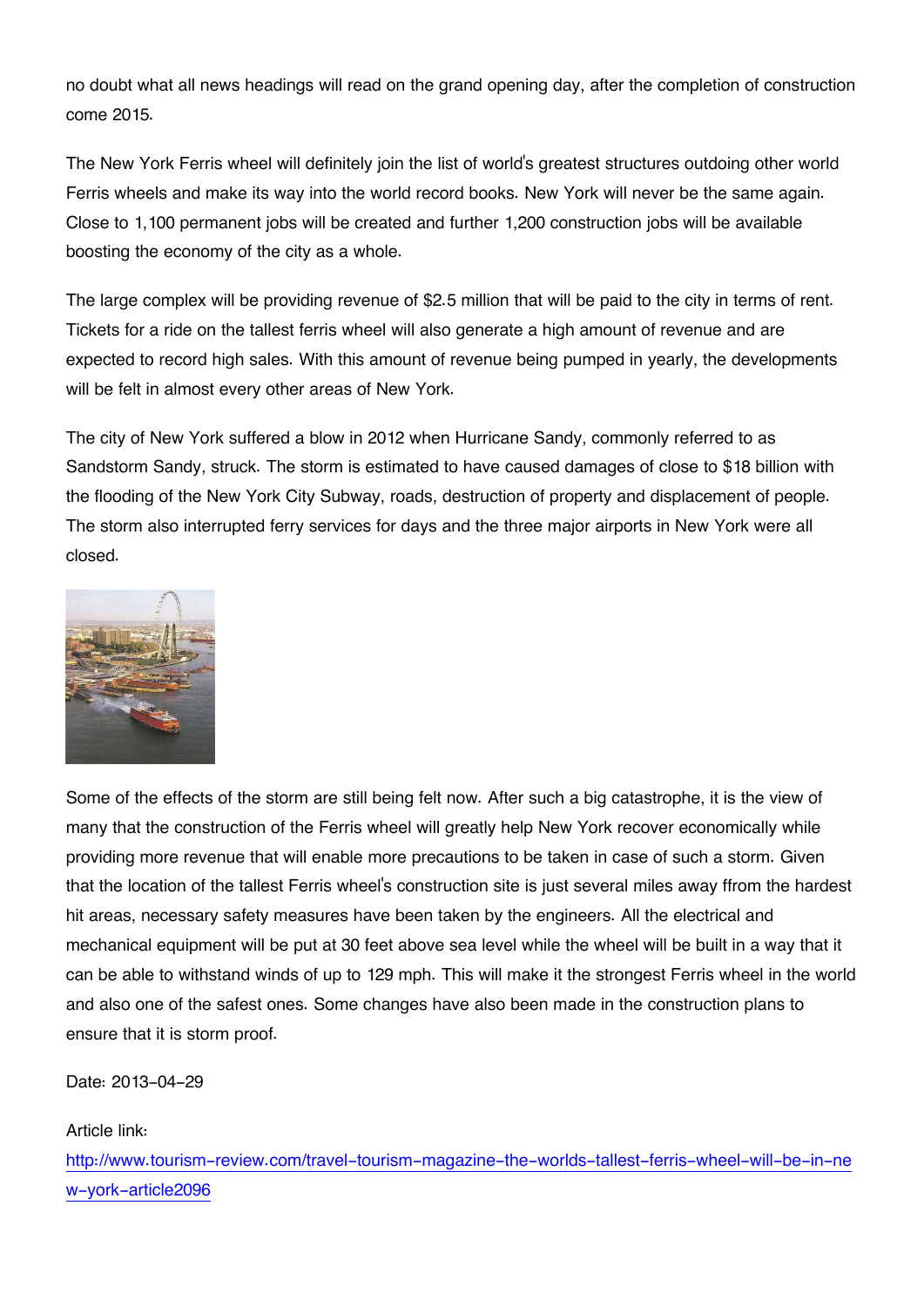no doubt what all news headings will read on the grand opening day, after the completion of construction come 2015.

The New York Ferris wheel will definitely join the list of world's greatest structures outdoing other world Ferris wheels and make its way into the world record books. New York will never be the same again. Close to 1,100 permanent jobs will be created and further 1,200 construction jobs will be available boosting the economy of the city as a whole.

The large complex will be providing revenue of $2.5 million that will be paid to the city in terms of rent. Tickets for a ride on the tallest ferris wheel will also generate a high amount of revenue and are expected to record high sales. With this amount of revenue being pumped in yearly, the developments will be felt in almost every other areas of New York.

The city of New York suffered a blow in 2012 when Hurricane Sandy, commonly referred to as Sandstorm Sandy, struck. The storm is estimated to have caused damages of close to $18 billion with the flooding of the New York City Subway, roads, destruction of property and displacement of people. The storm also interrupted ferry services for days and the three major airports in New York were all closed.

Some of the effects of the storm are still being felt now. After such a big catastrophe, it is the view of many that the construction of the Ferris wheel will greatly help New York recover economically while providing more revenue that will enable more precautions to be taken in case of such a storm. Given that the location of the tallest Ferris wheel's construction site is just several miles away ffrom the hardest hit areas, necessary safety measures have been taken by the engineers. All the electrical and mechanical equipment will be put at 30 feet above sea level while the wheel will be built in a way that it can be able to withstand winds of up to 129 mph. This will make it the strongest Ferris wheel in the world and also one of the safest ones. Some changes have also been made in the construction plans to ensure that it is storm proof.

Date: 2013-04-29

Article link:
[http://www.tourism-review.com/travel-tourism-magazine-the-worlds-tallest-ferris-wheel-will-be-in-new-york-article2096](http://www.tourism-review.com/travel-tourism-magazine-the-worlds-tallest-ferris-wheel-will-be-in-new-york-article2096)